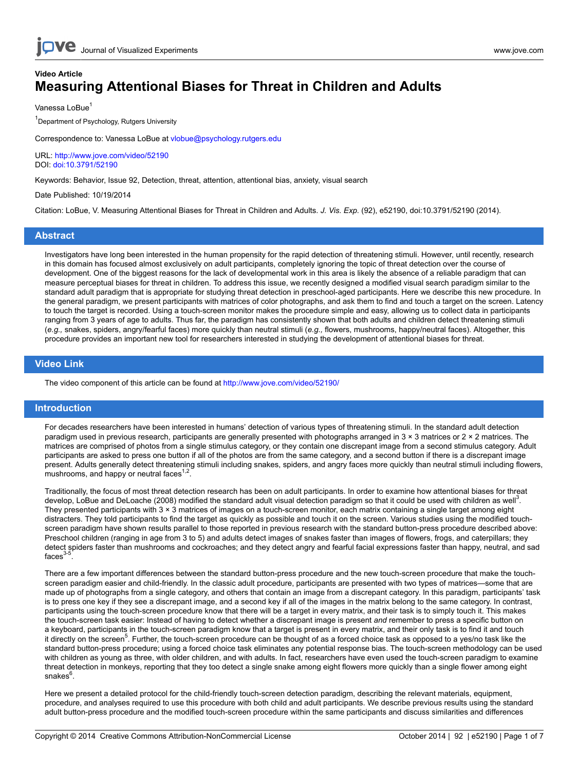Video Article

# Measuring Attentional Biases for Threat in Children and Adults

Vanessa LoBue[1]

[1]Department of Psychology, Rutgers University

Correspondence to: Vanessa LoBue at vlobue@psychology.rutgers.edu

URL: http://www.jove.com/video/52190
DOI: doi:10.3791/52190

Keywords: Behavior, Issue 92, Detection, threat, attention, attentional bias, anxiety, visual search

Date Published: 10/19/2014

Citation: LoBue, V. Measuring Attentional Biases for Threat in Children and Adults. *J. Vis. Exp.* (92), e52190, doi:10.3791/52190 (2014).

## Abstract

Investigators have long been interested in the human propensity for the rapid detection of threatening stimuli. However, until recently, research in this domain has focused almost exclusively on adult participants, completely ignoring the topic of threat detection over the course of development. One of the biggest reasons for the lack of developmental work in this area is likely the absence of a reliable paradigm that can measure perceptual biases for threat in children. To address this issue, we recently designed a modified visual search paradigm similar to the standard adult paradigm that is appropriate for studying threat detection in preschool-aged participants. Here we describe this new procedure. In the general paradigm, we present participants with matrices of color photographs, and ask them to find and touch a target on the screen. Latency to touch the target is recorded. Using a touch-screen monitor makes the procedure simple and easy, allowing us to collect data in participants ranging from 3 years of age to adults. Thus far, the paradigm has consistently shown that both adults and children detect threatening stimuli (*e.g.,* snakes, spiders, angry/fearful faces) more quickly than neutral stimuli (*e.g.,* flowers, mushrooms, happy/neutral faces). Altogether, this procedure provides an important new tool for researchers interested in studying the development of attentional biases for threat.

## Video Link

The video component of this article can be found at http://www.jove.com/video/52190/

## Introduction

For decades researchers have been interested in humans' detection of various types of threatening stimuli. In the standard adult detection paradigm used in previous research, participants are generally presented with photographs arranged in 3 × 3 matrices or 2 × 2 matrices. The matrices are comprised of photos from a single stimulus category, or they contain one discrepant image from a second stimulus category. Adult participants are asked to press one button if all of the photos are from the same category, and a second button if there is a discrepant image present. Adults generally detect threatening stimuli including snakes, spiders, and angry faces more quickly than neutral stimuli including flowers, mushrooms, and happy or neutral faces[1,2].

Traditionally, the focus of most threat detection research has been on adult participants. In order to examine how attentional biases for threat develop, LoBue and DeLoache (2008) modified the standard adult visual detection paradigm so that it could be used with children as well[3]. They presented participants with 3 × 3 matrices of images on a touch-screen monitor, each matrix containing a single target among eight distracters. They told participants to find the target as quickly as possible and touch it on the screen. Various studies using the modified touch-screen paradigm have shown results parallel to those reported in previous research with the standard button-press procedure described above: Preschool children (ranging in age from 3 to 5) and adults detect images of snakes faster than images of flowers, frogs, and caterpillars; they detect spiders faster than mushrooms and cockroaches; and they detect angry and fearful facial expressions faster than happy, neutral, and sad faces[3-5].

There are a few important differences between the standard button-press procedure and the new touch-screen procedure that make the touch-screen paradigm easier and child-friendly. In the classic adult procedure, participants are presented with two types of matrices—some that are made up of photographs from a single category, and others that contain an image from a discrepant category. In this paradigm, participants' task is to press one key if they see a discrepant image, and a second key if all of the images in the matrix belong to the same category. In contrast, participants using the touch-screen procedure know that there will be a target in every matrix, and their task is to simply touch it. This makes the touch-screen task easier: Instead of having to detect whether a discrepant image is present *and* remember to press a specific button on a keyboard, participants in the touch-screen paradigm know that a target is present in every matrix, and their only task is to find it and touch it directly on the screen[5]. Further, the touch-screen procedure can be thought of as a forced choice task as opposed to a yes/no task like the standard button-press procedure; using a forced choice task eliminates any potential response bias. The touch-screen methodology can be used with children as young as three, with older children, and with adults. In fact, researchers have even used the touch-screen paradigm to examine threat detection in monkeys, reporting that they too detect a single snake among eight flowers more quickly than a single flower among eight snakes[6].

Here we present a detailed protocol for the child-friendly touch-screen detection paradigm, describing the relevant materials, equipment, procedure, and analyses required to use this procedure with both child and adult participants. We describe previous results using the standard adult button-press procedure and the modified touch-screen procedure within the same participants and discuss similarities and differences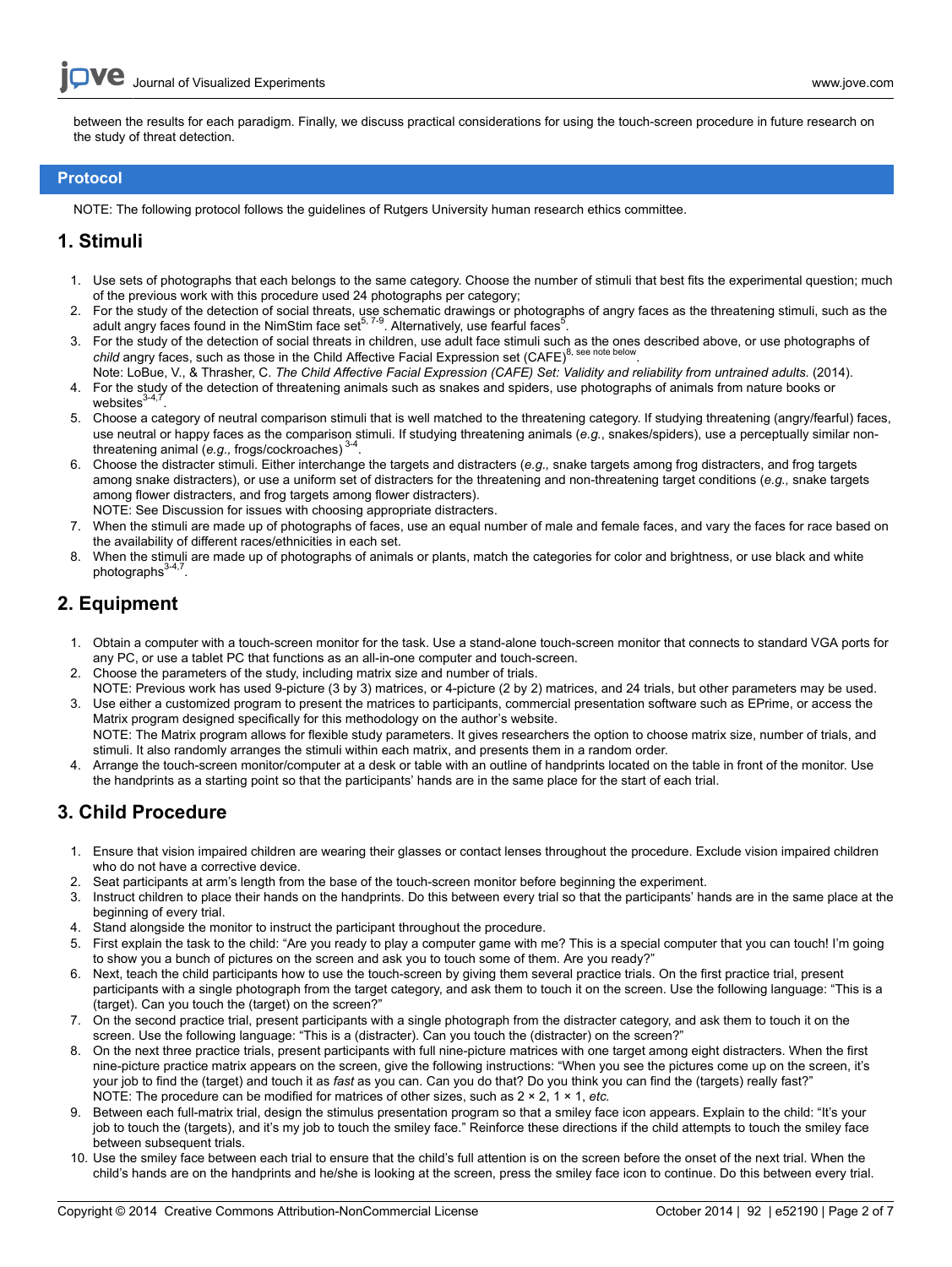between the results for each paradigm. Finally, we discuss practical considerations for using the touch-screen procedure in future research on the study of threat detection.

## Protocol

NOTE: The following protocol follows the guidelines of Rutgers University human research ethics committee.

## 1. Stimuli

1. Use sets of photographs that each belongs to the same category. Choose the number of stimuli that best fits the experimental question; much of the previous work with this procedure used 24 photographs per category;
2. For the study of the detection of social threats, use schematic drawings or photographs of angry faces as the threatening stimuli, such as the adult angry faces found in the NimStim face set[5, 7-9]. Alternatively, use fearful faces[5].
3. For the study of the detection of social threats in children, use adult face stimuli such as the ones described above, or use photographs of *child* angry faces, such as those in the Child Affective Facial Expression set (CAFE)[8, see note below].
   Note: LoBue, V., & Thrasher, C. *The Child Affective Facial Expression (CAFE) Set: Validity and reliability from untrained adults.* (2014).
4. For the study of the detection of threatening animals such as snakes and spiders, use photographs of animals from nature books or websites[3-4,7].
5. Choose a category of neutral comparison stimuli that is well matched to the threatening category. If studying threatening (angry/fearful) faces, use neutral or happy faces as the comparison stimuli. If studying threatening animals (*e.g.*, snakes/spiders), use a perceptually similar non-threatening animal (*e.g.,* frogs/cockroaches)[3-4].
6. Choose the distracter stimuli. Either interchange the targets and distracters (*e.g.,* snake targets among frog distracters, and frog targets among snake distracters), or use a uniform set of distracters for the threatening and non-threatening target conditions (*e.g.,* snake targets among flower distracters, and frog targets among flower distracters).
   NOTE: See Discussion for issues with choosing appropriate distracters.
7. When the stimuli are made up of photographs of faces, use an equal number of male and female faces, and vary the faces for race based on the availability of different races/ethnicities in each set.
8. When the stimuli are made up of photographs of animals or plants, match the categories for color and brightness, or use black and white photographs[3-4,7].

## 2. Equipment

1. Obtain a computer with a touch-screen monitor for the task. Use a stand-alone touch-screen monitor that connects to standard VGA ports for any PC, or use a tablet PC that functions as an all-in-one computer and touch-screen.
2. Choose the parameters of the study, including matrix size and number of trials.
   NOTE: Previous work has used 9-picture (3 by 3) matrices, or 4-picture (2 by 2) matrices, and 24 trials, but other parameters may be used.
3. Use either a customized program to present the matrices to participants, commercial presentation software such as EPrime, or access the Matrix program designed specifically for this methodology on the author's website.
   NOTE: The Matrix program allows for flexible study parameters. It gives researchers the option to choose matrix size, number of trials, and stimuli. It also randomly arranges the stimuli within each matrix, and presents them in a random order.
4. Arrange the touch-screen monitor/computer at a desk or table with an outline of handprints located on the table in front of the monitor. Use the handprints as a starting point so that the participants' hands are in the same place for the start of each trial.

## 3. Child Procedure

1. Ensure that vision impaired children are wearing their glasses or contact lenses throughout the procedure. Exclude vision impaired children who do not have a corrective device.
2. Seat participants at arm's length from the base of the touch-screen monitor before beginning the experiment.
3. Instruct children to place their hands on the handprints. Do this between every trial so that the participants' hands are in the same place at the beginning of every trial.
4. Stand alongside the monitor to instruct the participant throughout the procedure.
5. First explain the task to the child: "Are you ready to play a computer game with me? This is a special computer that you can touch! I'm going to show you a bunch of pictures on the screen and ask you to touch some of them. Are you ready?"
6. Next, teach the child participants how to use the touch-screen by giving them several practice trials. On the first practice trial, present participants with a single photograph from the target category, and ask them to touch it on the screen. Use the following language: "This is a (target). Can you touch the (target) on the screen?"
7. On the second practice trial, present participants with a single photograph from the distracter category, and ask them to touch it on the screen. Use the following language: "This is a (distracter). Can you touch the (distracter) on the screen?"
8. On the next three practice trials, present participants with full nine-picture matrices with one target among eight distracters. When the first nine-picture practice matrix appears on the screen, give the following instructions: "When you see the pictures come up on the screen, it's your job to find the (target) and touch it as *fast* as you can. Can you do that? Do you think you can find the (targets) really fast?"
   NOTE: The procedure can be modified for matrices of other sizes, such as 2 × 2, 1 × 1, *etc.*
9. Between each full-matrix trial, design the stimulus presentation program so that a smiley face icon appears. Explain to the child: "It's your job to touch the (targets), and it's my job to touch the smiley face." Reinforce these directions if the child attempts to touch the smiley face between subsequent trials.
10. Use the smiley face between each trial to ensure that the child's full attention is on the screen before the onset of the next trial. When the child's hands are on the handprints and he/she is looking at the screen, press the smiley face icon to continue. Do this between every trial.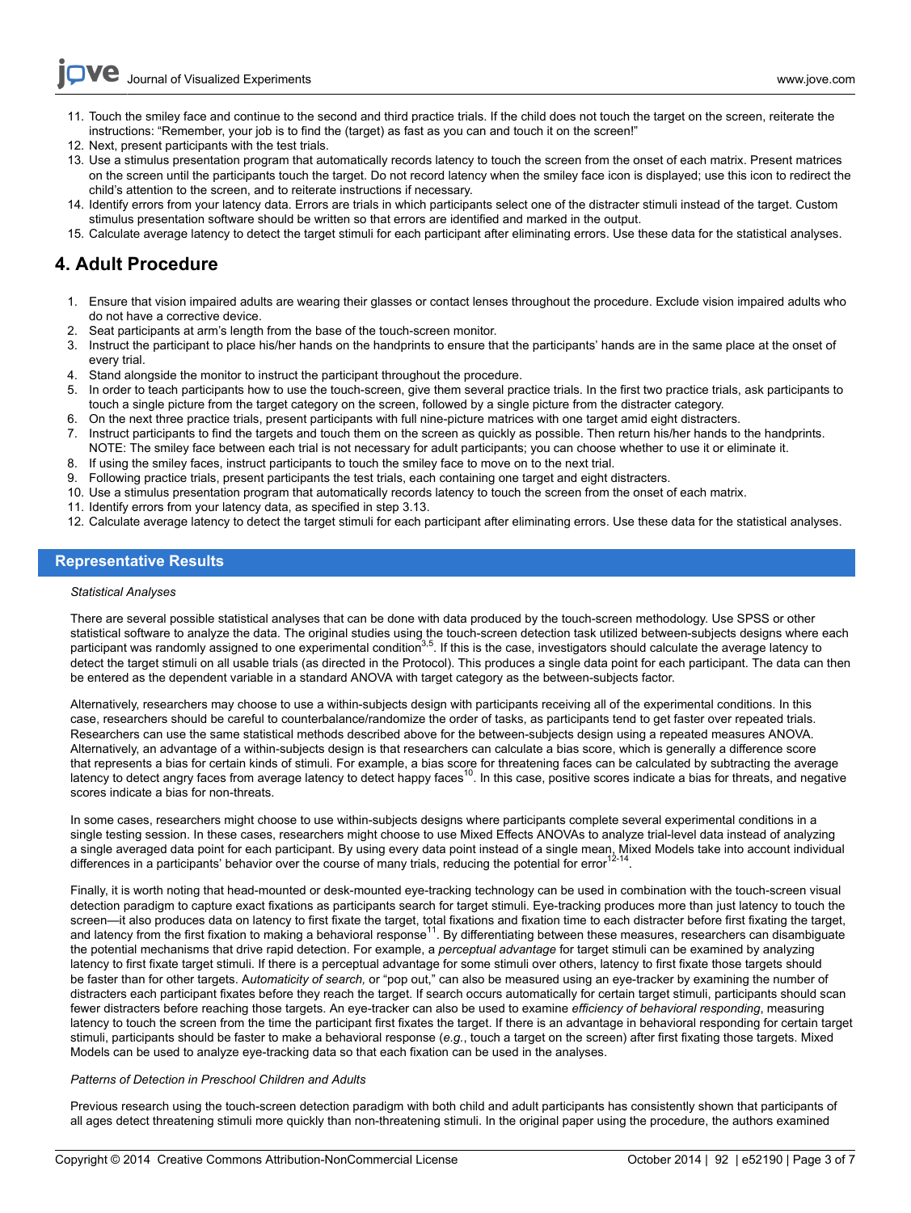11. Touch the smiley face and continue to the second and third practice trials. If the child does not touch the target on the screen, reiterate the instructions: "Remember, your job is to find the (target) as fast as you can and touch it on the screen!"
12. Next, present participants with the test trials.
13. Use a stimulus presentation program that automatically records latency to touch the screen from the onset of each matrix. Present matrices on the screen until the participants touch the target. Do not record latency when the smiley face icon is displayed; use this icon to redirect the child's attention to the screen, and to reiterate instructions if necessary.
14. Identify errors from your latency data. Errors are trials in which participants select one of the distracter stimuli instead of the target. Custom stimulus presentation software should be written so that errors are identified and marked in the output.
15. Calculate average latency to detect the target stimuli for each participant after eliminating errors. Use these data for the statistical analyses.

## 4. Adult Procedure

1. Ensure that vision impaired adults are wearing their glasses or contact lenses throughout the procedure. Exclude vision impaired adults who do not have a corrective device.
2. Seat participants at arm's length from the base of the touch-screen monitor.
3. Instruct the participant to place his/her hands on the handprints to ensure that the participants' hands are in the same place at the onset of every trial.
4. Stand alongside the monitor to instruct the participant throughout the procedure.
5. In order to teach participants how to use the touch-screen, give them several practice trials. In the first two practice trials, ask participants to touch a single picture from the target category on the screen, followed by a single picture from the distracter category.
6. On the next three practice trials, present participants with full nine-picture matrices with one target amid eight distracters.
7. Instruct participants to find the targets and touch them on the screen as quickly as possible. Then return his/her hands to the handprints. NOTE: The smiley face between each trial is not necessary for adult participants; you can choose whether to use it or eliminate it.
8. If using the smiley faces, instruct participants to touch the smiley face to move on to the next trial.
9. Following practice trials, present participants the test trials, each containing one target and eight distracters.
10. Use a stimulus presentation program that automatically records latency to touch the screen from the onset of each matrix.
11. Identify errors from your latency data, as specified in step 3.13.
12. Calculate average latency to detect the target stimuli for each participant after eliminating errors. Use these data for the statistical analyses.

## Representative Results

*Statistical Analyses*

There are several possible statistical analyses that can be done with data produced by the touch-screen methodology. Use SPSS or other statistical software to analyze the data. The original studies using the touch-screen detection task utilized between-subjects designs where each participant was randomly assigned to one experimental condition[3,5]. If this is the case, investigators should calculate the average latency to detect the target stimuli on all usable trials (as directed in the Protocol). This produces a single data point for each participant. The data can then be entered as the dependent variable in a standard ANOVA with target category as the between-subjects factor.

Alternatively, researchers may choose to use a within-subjects design with participants receiving all of the experimental conditions. In this case, researchers should be careful to counterbalance/randomize the order of tasks, as participants tend to get faster over repeated trials. Researchers can use the same statistical methods described above for the between-subjects design using a repeated measures ANOVA. Alternatively, an advantage of a within-subjects design is that researchers can calculate a bias score, which is generally a difference score that represents a bias for certain kinds of stimuli. For example, a bias score for threatening faces can be calculated by subtracting the average latency to detect angry faces from average latency to detect happy faces[10]. In this case, positive scores indicate a bias for threats, and negative scores indicate a bias for non-threats.

In some cases, researchers might choose to use within-subjects designs where participants complete several experimental conditions in a single testing session. In these cases, researchers might choose to use Mixed Effects ANOVAs to analyze trial-level data instead of analyzing a single averaged data point for each participant. By using every data point instead of a single mean, Mixed Models take into account individual differences in a participants' behavior over the course of many trials, reducing the potential for error[12-14].

Finally, it is worth noting that head-mounted or desk-mounted eye-tracking technology can be used in combination with the touch-screen visual detection paradigm to capture exact fixations as participants search for target stimuli. Eye-tracking produces more than just latency to touch the screen—it also produces data on latency to first fixate the target, total fixations and fixation time to each distracter before first fixating the target, and latency from the first fixation to making a behavioral response[11]. By differentiating between these measures, researchers can disambiguate the potential mechanisms that drive rapid detection. For example, a *perceptual advantage* for target stimuli can be examined by analyzing latency to first fixate target stimuli. If there is a perceptual advantage for some stimuli over others, latency to first fixate those targets should be faster than for other targets. A*utomaticity of search,* or "pop out," can also be measured using an eye-tracker by examining the number of distracters each participant fixates before they reach the target. If search occurs automatically for certain target stimuli, participants should scan fewer distracters before reaching those targets. An eye-tracker can also be used to examine *efficiency of behavioral responding*, measuring latency to touch the screen from the time the participant first fixates the target. If there is an advantage in behavioral responding for certain target stimuli, participants should be faster to make a behavioral response (*e.g.*, touch a target on the screen) after first fixating those targets. Mixed Models can be used to analyze eye-tracking data so that each fixation can be used in the analyses.

*Patterns of Detection in Preschool Children and Adults*

Previous research using the touch-screen detection paradigm with both child and adult participants has consistently shown that participants of all ages detect threatening stimuli more quickly than non-threatening stimuli. In the original paper using the procedure, the authors examined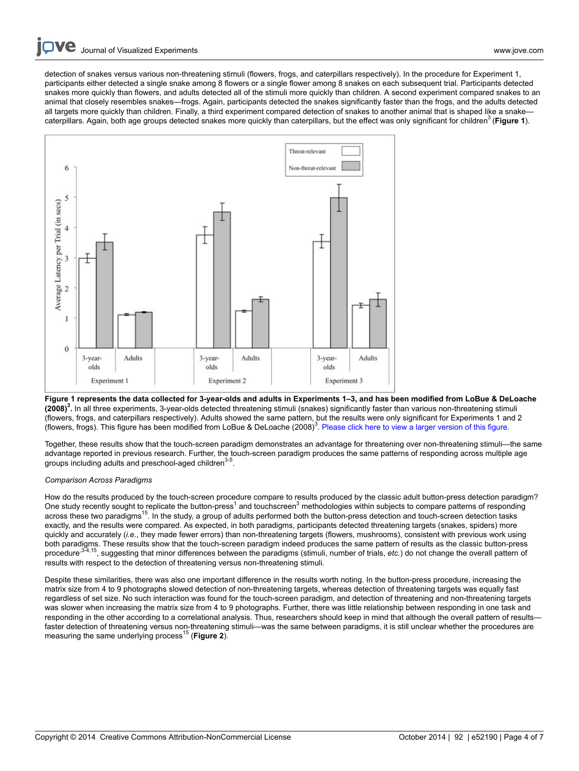detection of snakes versus various non-threatening stimuli (flowers, frogs, and caterpillars respectively). In the procedure for Experiment 1, participants either detected a single snake among 8 flowers or a single flower among 8 snakes on each subsequent trial. Participants detected snakes more quickly than flowers, and adults detected all of the stimuli more quickly than children. A second experiment compared snakes to an animal that closely resembles snakes—frogs. Again, participants detected the snakes significantly faster than the frogs, and the adults detected all targets more quickly than children. Finally, a third experiment compared detection of snakes to another animal that is shaped like a snake—caterpillars. Again, both age groups detected snakes more quickly than caterpillars, but the effect was only significant for children[3] (**Figure 1**).

**Figure 1 represents the data collected for 3-year-olds and adults in Experiments 1–3, and has been modified from LoBue & DeLoache (2008)[3].** In all three experiments, 3-year-olds detected threatening stimuli (snakes) significantly faster than various non-threatening stimuli (flowers, frogs, and caterpillars respectively). Adults showed the same pattern, but the results were only significant for Experiments 1 and 2 (flowers, frogs). This figure has been modified from LoBue & DeLoache (2008)[3]. Please click here to view a larger version of this figure.

Together, these results show that the touch-screen paradigm demonstrates an advantage for threatening over non-threatening stimuli—the same advantage reported in previous research. Further, the touch-screen paradigm produces the same patterns of responding across multiple age groups including adults and preschool-aged children[3-5].

*Comparison Across Paradigms*

How do the results produced by the touch-screen procedure compare to results produced by the classic adult button-press detection paradigm? One study recently sought to replicate the button-press[1] and touchscreen[3] methodologies within subjects to compare patterns of responding across these two paradigms[15]. In the study, a group of adults performed both the button-press detection and touch-screen detection tasks exactly, and the results were compared. As expected, in both paradigms, participants detected threatening targets (snakes, spiders) more quickly and accurately (*i.e.*, they made fewer errors) than non-threatening targets (flowers, mushrooms), consistent with previous work using both paradigms. These results show that the touch-screen paradigm indeed produces the same pattern of results as the classic button-press procedure[3-4,15], suggesting that minor differences between the paradigms (stimuli, number of trials, *etc.*) do not change the overall pattern of results with respect to the detection of threatening versus non-threatening stimuli.

Despite these similarities, there was also one important difference in the results worth noting. In the button-press procedure, increasing the matrix size from 4 to 9 photographs slowed detection of non-threatening targets, whereas detection of threatening targets was equally fast regardless of set size. No such interaction was found for the touch-screen paradigm, and detection of threatening and non-threatening targets was slower when increasing the matrix size from 4 to 9 photographs. Further, there was little relationship between responding in one task and responding in the other according to a correlational analysis. Thus, researchers should keep in mind that although the overall pattern of results—faster detection of threatening versus non-threatening stimuli—was the same between paradigms, it is still unclear whether the procedures are measuring the same underlying process[15] (**Figure 2**).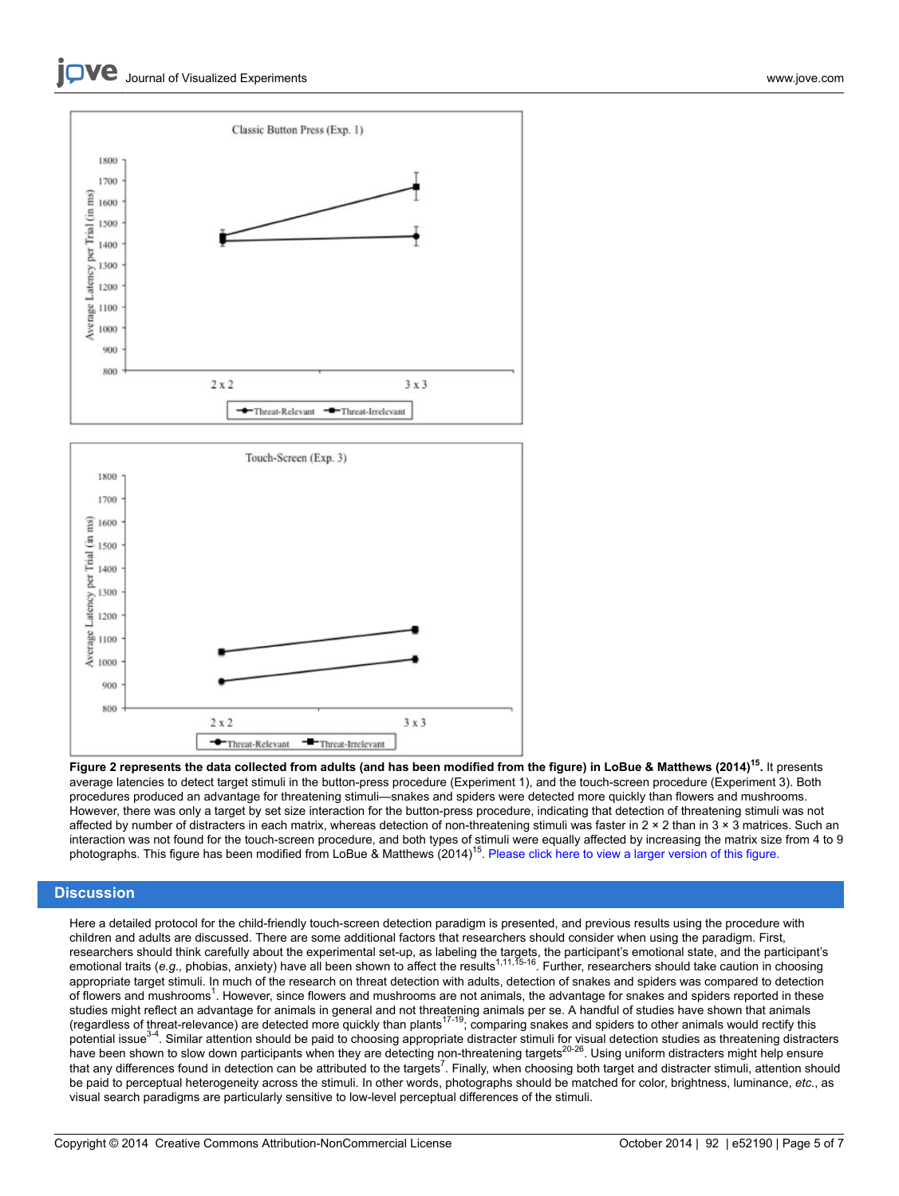**Figure 2 represents the data collected from adults (and has been modified from the figure) in LoBue & Matthews (2014)[15].** It presents average latencies to detect target stimuli in the button-press procedure (Experiment 1), and the touch-screen procedure (Experiment 3). Both procedures produced an advantage for threatening stimuli—snakes and spiders were detected more quickly than flowers and mushrooms. However, there was only a target by set size interaction for the button-press procedure, indicating that detection of threatening stimuli was not affected by number of distracters in each matrix, whereas detection of non-threatening stimuli was faster in 2 × 2 than in 3 × 3 matrices. Such an interaction was not found for the touch-screen procedure, and both types of stimuli were equally affected by increasing the matrix size from 4 to 9 photographs. This figure has been modified from LoBue & Matthews (2014)[15]. Please click here to view a larger version of this figure.

## Discussion

Here a detailed protocol for the child-friendly touch-screen detection paradigm is presented, and previous results using the procedure with children and adults are discussed. There are some additional factors that researchers should consider when using the paradigm. First, researchers should think carefully about the experimental set-up, as labeling the targets, the participant's emotional state, and the participant's emotional traits (*e.g.*, phobias, anxiety) have all been shown to affect the results[1,11,15-16]. Further, researchers should take caution in choosing appropriate target stimuli. In much of the research on threat detection with adults, detection of snakes and spiders was compared to detection of flowers and mushrooms[1]. However, since flowers and mushrooms are not animals, the advantage for snakes and spiders reported in these studies might reflect an advantage for animals in general and not threatening animals per se. A handful of studies have shown that animals (regardless of threat-relevance) are detected more quickly than plants[17-19]; comparing snakes and spiders to other animals would rectify this potential issue[3-4]. Similar attention should be paid to choosing appropriate distracter stimuli for visual detection studies as threatening distracters have been shown to slow down participants when they are detecting non-threatening targets[20-26]. Using uniform distracters might help ensure that any differences found in detection can be attributed to the targets[7]. Finally, when choosing both target and distracter stimuli, attention should be paid to perceptual heterogeneity across the stimuli. In other words, photographs should be matched for color, brightness, luminance, *etc.*, as visual search paradigms are particularly sensitive to low-level perceptual differences of the stimuli.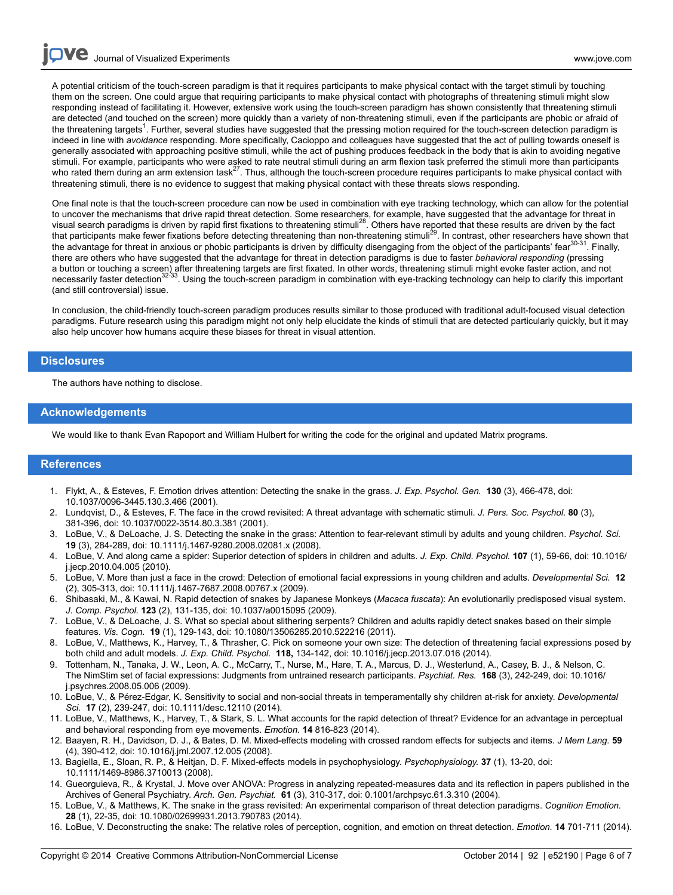A potential criticism of the touch-screen paradigm is that it requires participants to make physical contact with the target stimuli by touching them on the screen. One could argue that requiring participants to make physical contact with photographs of threatening stimuli might slow responding instead of facilitating it. However, extensive work using the touch-screen paradigm has shown consistently that threatening stimuli are detected (and touched on the screen) more quickly than a variety of non-threatening stimuli, even if the participants are phobic or afraid of the threatening targets[1]. Further, several studies have suggested that the pressing motion required for the touch-screen detection paradigm is indeed in line with *avoidance* responding. More specifically, Cacioppo and colleagues have suggested that the act of pulling towards oneself is generally associated with approaching positive stimuli, while the act of pushing produces feedback in the body that is akin to avoiding negative stimuli. For example, participants who were asked to rate neutral stimuli during an arm flexion task preferred the stimuli more than participants who rated them during an arm extension task[27]. Thus, although the touch-screen procedure requires participants to make physical contact with threatening stimuli, there is no evidence to suggest that making physical contact with these threats slows responding.

One final note is that the touch-screen procedure can now be used in combination with eye tracking technology, which can allow for the potential to uncover the mechanisms that drive rapid threat detection. Some researchers, for example, have suggested that the advantage for threat in visual search paradigms is driven by rapid first fixations to threatening stimuli[28]. Others have reported that these results are driven by the fact that participants make fewer fixations before detecting threatening than non-threatening stimuli[29]. In contrast, other researchers have shown that the advantage for threat in anxious or phobic participants is driven by difficulty disengaging from the object of the participants' fear[30-31]. Finally, there are others who have suggested that the advantage for threat in detection paradigms is due to faster *behavioral responding* (pressing a button or touching a screen) after threatening targets are first fixated. In other words, threatening stimuli might evoke faster action, and not necessarily faster detection[32-33]. Using the touch-screen paradigm in combination with eye-tracking technology can help to clarify this important (and still controversial) issue.

In conclusion, the child-friendly touch-screen paradigm produces results similar to those produced with traditional adult-focused visual detection paradigms. Future research using this paradigm might not only help elucidate the kinds of stimuli that are detected particularly quickly, but it may also help uncover how humans acquire these biases for threat in visual attention.

## Disclosures

The authors have nothing to disclose.

## Acknowledgements

We would like to thank Evan Rapoport and William Hulbert for writing the code for the original and updated Matrix programs.

## References

1. Flykt, A., & Esteves, F. Emotion drives attention: Detecting the snake in the grass. *J. Exp. Psychol. Gen.* **130** (3), 466-478, doi: 10.1037/0096-3445.130.3.466 (2001).
2. Lundqvist, D., & Esteves, F. The face in the crowd revisited: A threat advantage with schematic stimuli. *J. Pers. Soc. Psychol.* **80** (3), 381-396, doi: 10.1037/0022-3514.80.3.381 (2001).
3. LoBue, V., & DeLoache, J. S. Detecting the snake in the grass: Attention to fear-relevant stimuli by adults and young children. *Psychol. Sci.* **19** (3), 284-289, doi: 10.1111/j.1467-9280.2008.02081.x (2008).
4. LoBue, V. And along came a spider: Superior detection of spiders in children and adults. *J. Exp. Child. Psychol.* **107** (1), 59-66, doi: 10.1016/j.jecp.2010.04.005 (2010).
5. LoBue, V. More than just a face in the crowd: Detection of emotional facial expressions in young children and adults. *Developmental Sci.* **12** (2), 305-313, doi: 10.1111/j.1467-7687.2008.00767.x (2009).
6. Shibasaki, M., & Kawai, N. Rapid detection of snakes by Japanese Monkeys (*Macaca fuscata*): An evolutionarily predisposed visual system. *J. Comp. Psychol.* **123** (2), 131-135, doi: 10.1037/a0015095 (2009).
7. LoBue, V., & DeLoache, J. S. What so special about slithering serpents? Children and adults rapidly detect snakes based on their simple features. *Vis. Cogn.* **19** (1), 129-143, doi: 10.1080/13506285.2010.522216 (2011).
8. LoBue, V., Matthews, K., Harvey, T., & Thrasher, C. Pick on someone your own size: The detection of threatening facial expressions posed by both child and adult models. *J. Exp. Child. Psychol.* **118,** 134-142, doi: 10.1016/j.jecp.2013.07.016 (2014).
9. Tottenham, N., Tanaka, J. W., Leon, A. C., McCarry, T., Nurse, M., Hare, T. A., Marcus, D. J., Westerlund, A., Casey, B. J., & Nelson, C. The NimStim set of facial expressions: Judgments from untrained research participants. *Psychiat. Res.* **168** (3), 242-249, doi: 10.1016/j.psychres.2008.05.006 (2009).
10. LoBue, V., & Pérez-Edgar, K. Sensitivity to social and non-social threats in temperamentally shy children at-risk for anxiety. *Developmental Sci.* **17** (2), 239-247, doi: 10.1111/desc.12110 (2014).
11. LoBue, V., Matthews, K., Harvey, T., & Stark, S. L. What accounts for the rapid detection of threat? Evidence for an advantage in perceptual and behavioral responding from eye movements. *Emotion.* **14** 816-823 (2014).
12. Baayen, R. H., Davidson, D. J., & Bates, D. M. Mixed-effects modeling with crossed random effects for subjects and items. *J Mem Lang.* **59** (4), 390-412, doi: 10.1016/j.jml.2007.12.005 (2008).
13. Bagiella, E., Sloan, R. P., & Heitjan, D. F. Mixed-effects models in psychophysiology. *Psychophysiology.* **37** (1), 13-20, doi: 10.1111/1469-8986.3710013 (2008).
14. Gueorguieva, R., & Krystal, J. Move over ANOVA: Progress in analyzing repeated-measures data and its reflection in papers published in the Archives of General Psychiatry. *Arch. Gen. Psychiat.* **61** (3), 310-317, doi: 0.1001/archpsyc.61.3.310 (2004).
15. LoBue, V., & Matthews, K. The snake in the grass revisited: An experimental comparison of threat detection paradigms. *Cognition Emotion.* **28** (1), 22-35, doi: 10.1080/02699931.2013.790783 (2014).
16. LoBue, V. Deconstructing the snake: The relative roles of perception, cognition, and emotion on threat detection. *Emotion.* **14** 701-711 (2014).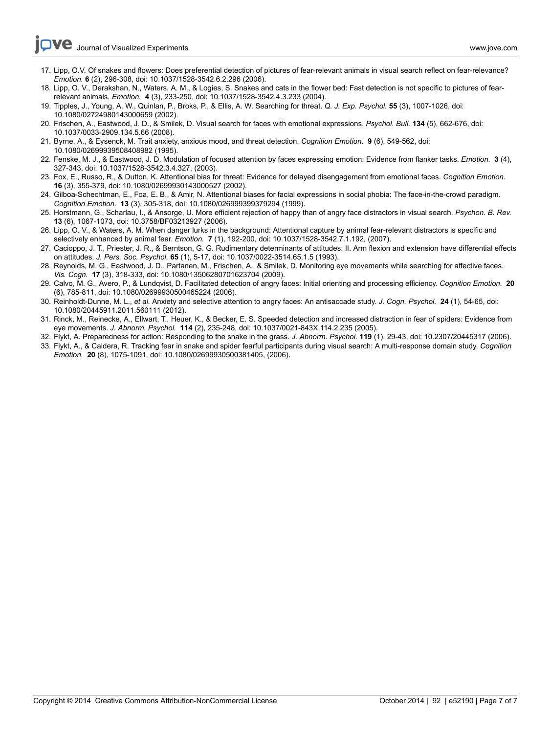17. Lipp, O.V. Of snakes and flowers: Does preferential detection of pictures of fear-relevant animals in visual search reflect on fear-relevance? *Emotion.* **6** (2), 296-308, doi: 10.1037/1528-3542.6.2.296 (2006).
18. Lipp, O. V., Derakshan, N., Waters, A. M., & Logies, S. Snakes and cats in the flower bed: Fast detection is not specific to pictures of fear-relevant animals. *Emotion.* **4** (3), 233-250, doi: 10.1037/1528-3542.4.3.233 (2004).
19. Tipples, J., Young, A. W., Quinlan, P., Broks, P., & Ellis, A. W. Searching for threat. *Q. J. Exp. Psychol.* **55** (3), 1007-1026, doi: 10.1080/02724980143000659 (2002).
20. Frischen, A., Eastwood, J. D., & Smilek, D. Visual search for faces with emotional expressions. *Psychol. Bull.* **134** (5), 662-676, doi: 10.1037/0033-2909.134.5.66 (2008).
21. Byrne, A., & Eysenck, M. Trait anxiety, anxious mood, and threat detection. *Cognition Emotion.* **9** (6), 549-562, doi: 10.1080/02699939508408982 (1995).
22. Fenske, M. J., & Eastwood, J. D. Modulation of focused attention by faces expressing emotion: Evidence from flanker tasks. *Emotion.* **3** (4), 327-343, doi: 10.1037/1528-3542.3.4.327, (2003).
23. Fox, E., Russo, R., & Dutton, K. Attentional bias for threat: Evidence for delayed disengagement from emotional faces. *Cognition Emotion.* **16** (3), 355-379, doi: 10.1080/02699930143000527 (2002).
24. Gilboa-Schechtman, E., Foa, E. B., & Amir, N. Attentional biases for facial expressions in social phobia: The face-in-the-crowd paradigm. *Cognition Emotion.* **13** (3), 305-318, doi: 10.1080/026999399379294 (1999).
25. Horstmann, G., Scharlau, I., & Ansorge, U. More efficient rejection of happy than of angry face distractors in visual search. *Psychon. B. Rev.* **13** (6), 1067-1073, doi: 10.3758/BF03213927 (2006).
26. Lipp, O. V., & Waters, A. M. When danger lurks in the background: Attentional capture by animal fear-relevant distractors is specific and selectively enhanced by animal fear. *Emotion.* **7** (1), 192-200, doi: 10.1037/1528-3542.7.1.192, (2007).
27. Cacioppo, J. T., Priester, J. R., & Berntson, G. G. Rudimentary determinants of attitudes: II. Arm flexion and extension have differential effects on attitudes. *J. Pers. Soc. Psychol.* **65** (1), 5-17, doi: 10.1037/0022-3514.65.1.5 (1993).
28. Reynolds, M. G., Eastwood, J. D., Partanen, M., Frischen, A., & Smilek, D. Monitoring eye movements while searching for affective faces. *Vis. Cogn.* **17** (3), 318-333, doi: 10.1080/13506280701623704 (2009).
29. Calvo, M. G., Avero, P., & Lundqvist, D. Facilitated detection of angry faces: Initial orienting and processing efficiency. *Cognition Emotion.* **20** (6), 785-811, doi: 10.1080/02699930500465224 (2006).
30. Reinholdt-Dunne, M. L., *et al.* Anxiety and selective attention to angry faces: An antisaccade study. *J. Cogn. Psychol.* **24** (1), 54-65, doi: 10.1080/20445911.2011.560111 (2012).
31. Rinck, M., Reinecke, A., Ellwart, T., Heuer, K., & Becker, E. S. Speeded detection and increased distraction in fear of spiders: Evidence from eye movements. *J. Abnorm. Psychol.* **114** (2), 235-248, doi: 10.1037/0021-843X.114.2.235 (2005).
32. Flykt, A. Preparedness for action: Responding to the snake in the grass. *J. Abnorm. Psychol.* **119** (1), 29-43, doi: 10.2307/20445317 (2006).
33. Flykt, A., & Caldera, R. Tracking fear in snake and spider fearful participants during visual search: A multi-response domain study. *Cognition Emotion.* **20** (8), 1075-1091, doi: 10.1080/02699930500381405, (2006).